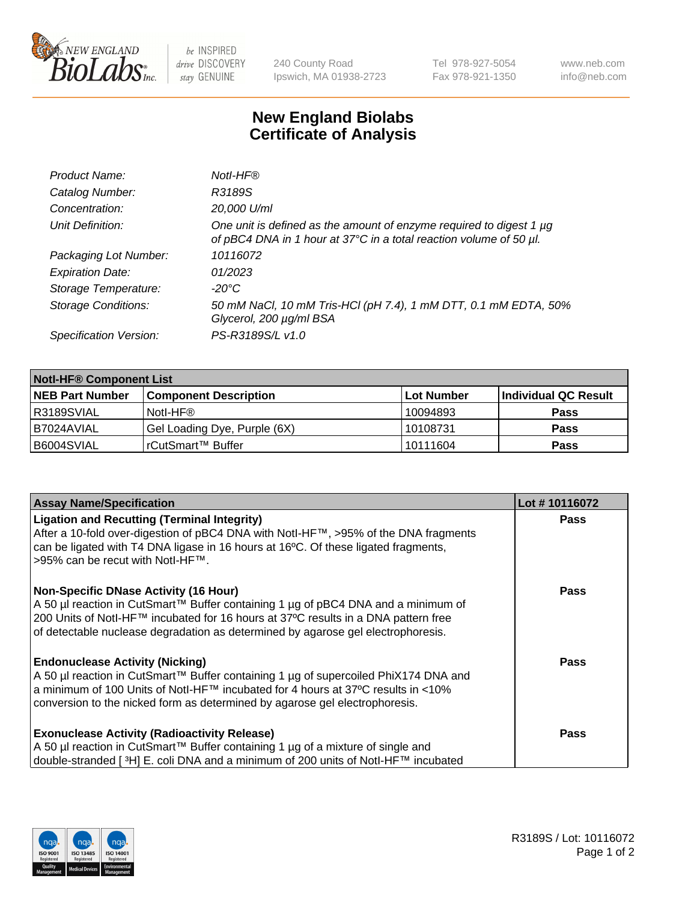be INSPIRED
drive DISCOVERY
stay GENUINE

240 County Road
Ipswich, MA 01938-2723

Tel 978-927-5054
Fax 978-921-1350

www.neb.com
info@neb.com

# New England Biolabs
# Certificate of Analysis

| | |
|---|---|
| *Product Name:* | *NotI-HF®* |
| *Catalog Number:* | *R3189S* |
| *Concentration:* | *20,000 U/ml* |
| *Unit Definition:* | *One unit is defined as the amount of enzyme required to digest 1 µg of pBC4 DNA in 1 hour at 37°C in a total reaction volume of 50 µl.* |
| *Packaging Lot Number:* | *10116072* |
| *Expiration Date:* | *01/2023* |
| *Storage Temperature:* | *-20°C* |
| *Storage Conditions:* | *50 mM NaCl, 10 mM Tris-HCl (pH 7.4), 1 mM DTT, 0.1 mM EDTA, 50% Glycerol, 200 µg/ml BSA* |
| *Specification Version:* | *PS-R3189S/L v1.0* |

| NotI-HF® Component List | | | |
|---|---|---|---|
| **NEB Part Number** | **Component Description** | **Lot Number** | **Individual QC Result** |
| R3189SVIAL | NotI-HF® | 10094893 | **Pass** |
| B7024AVIAL | Gel Loading Dye, Purple (6X) | 10108731 | **Pass** |
| B6004SVIAL | rCutSmart™ Buffer | 10111604 | **Pass** |

| Assay Name/Specification | Lot # 10116072 |
|---|---|
| **Ligation and Recutting (Terminal Integrity)**<br>After a 10-fold over-digestion of pBC4 DNA with NotI-HF™, >95% of the DNA fragments can be ligated with T4 DNA ligase in 16 hours at 16ºC. Of these ligated fragments, >95% can be recut with NotI-HF™. | **Pass** |
| **Non-Specific DNase Activity (16 Hour)**<br>A 50 µl reaction in CutSmart™ Buffer containing 1 µg of pBC4 DNA and a minimum of 200 Units of NotI-HF™ incubated for 16 hours at 37ºC results in a DNA pattern free of detectable nuclease degradation as determined by agarose gel electrophoresis. | **Pass** |
| **Endonuclease Activity (Nicking)**<br>A 50 µl reaction in CutSmart™ Buffer containing 1 µg of supercoiled PhiX174 DNA and a minimum of 100 Units of NotI-HF™ incubated for 4 hours at 37ºC results in <10% conversion to the nicked form as determined by agarose gel electrophoresis. | **Pass** |
| **Exonuclease Activity (Radioactivity Release)**<br>A 50 µl reaction in CutSmart™ Buffer containing 1 µg of a mixture of single and double-stranded [ $^{3}$H] E. coli DNA and a minimum of 200 units of NotI-HF™ incubated | **Pass** |

R3189S / Lot: 10116072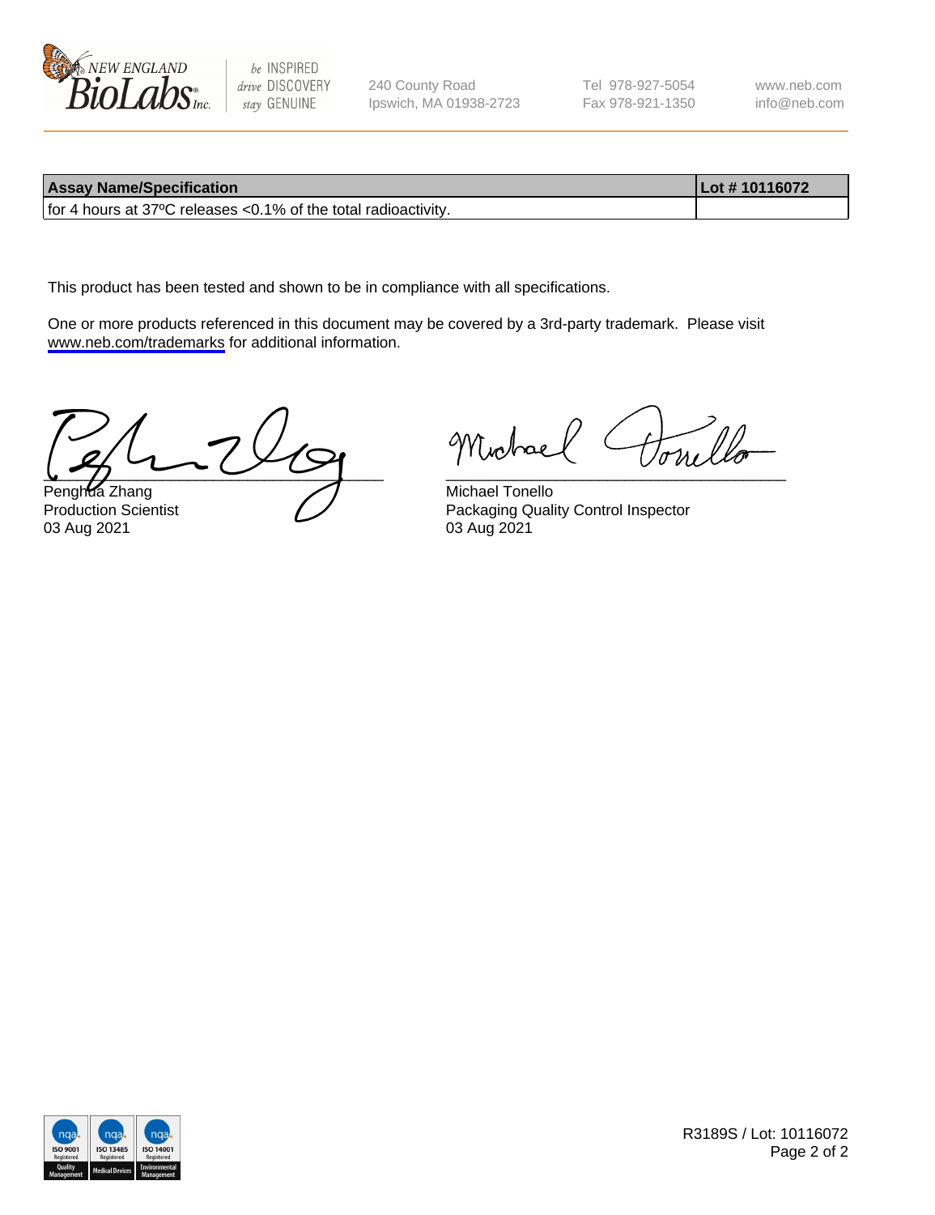| Assay Name/Specification | Lot # 10116072 |
| --- | --- |
| for 4 hours at 37ºC releases <0.1% of the total radioactivity. | |

This product has been tested and shown to be in compliance with all specifications.

One or more products referenced in this document may be covered by a 3rd-party trademark. Please visit www.neb.com/trademarks for additional information.

Penghua Zhang
Production Scientist
03 Aug 2021

Michael Tonello
Packaging Quality Control Inspector
03 Aug 2021

R3189S / Lot: 10116072